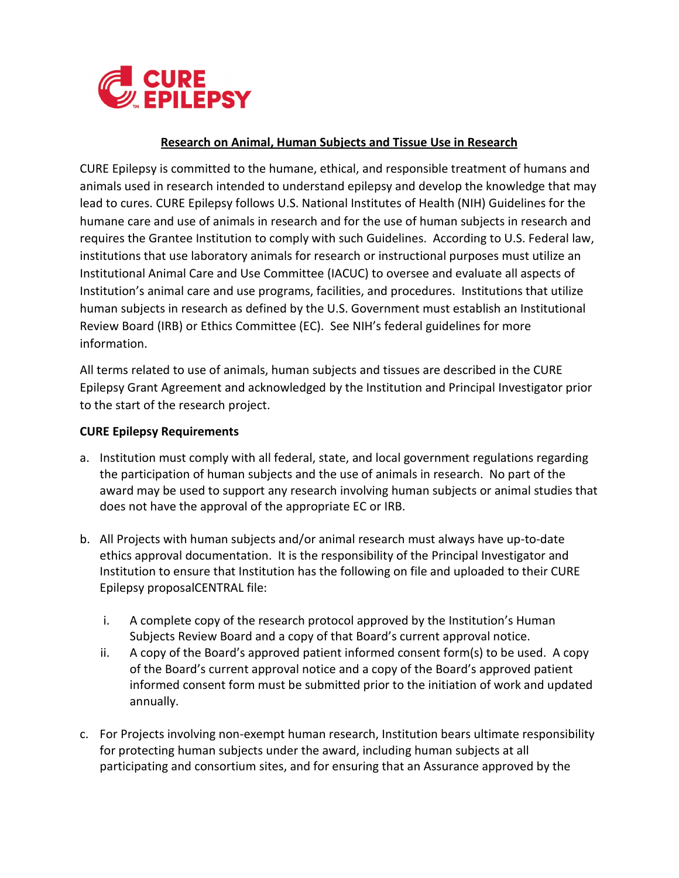CURE EPILEPSY

## Research on Animal, Human Subjects and Tissue Use in Research

CURE Epilepsy is committed to the humane, ethical, and responsible treatment of humans and animals used in research intended to understand epilepsy and develop the knowledge that may lead to cures. CURE Epilepsy follows U.S. National Institutes of Health (NIH) Guidelines for the humane care and use of animals in research and for the use of human subjects in research and requires the Grantee Institution to comply with such Guidelines. According to U.S. Federal law, institutions that use laboratory animals for research or instructional purposes must utilize an Institutional Animal Care and Use Committee (IACUC) to oversee and evaluate all aspects of Institution's animal care and use programs, facilities, and procedures. Institutions that utilize human subjects in research as defined by the U.S. Government must establish an Institutional Review Board (IRB) or Ethics Committee (EC). See NIH's federal guidelines for more information.

All terms related to use of animals, human subjects and tissues are described in the CURE Epilepsy Grant Agreement and acknowledged by the Institution and Principal Investigator prior to the start of the research project.

**CURE Epilepsy Requirements**

a. Institution must comply with all federal, state, and local government regulations regarding the participation of human subjects and the use of animals in research. No part of the award may be used to support any research involving human subjects or animal studies that does not have the approval of the appropriate EC or IRB.

b. All Projects with human subjects and/or animal research must always have up-to-date ethics approval documentation. It is the responsibility of the Principal Investigator and Institution to ensure that Institution has the following on file and uploaded to their CURE Epilepsy proposalCENTRAL file:

    i. A complete copy of the research protocol approved by the Institution's Human Subjects Review Board and a copy of that Board's current approval notice.
    ii. A copy of the Board's approved patient informed consent form(s) to be used. A copy of the Board's current approval notice and a copy of the Board's approved patient informed consent form must be submitted prior to the initiation of work and updated annually.

c. For Projects involving non-exempt human research, Institution bears ultimate responsibility for protecting human subjects under the award, including human subjects at all participating and consortium sites, and for ensuring that an Assurance approved by the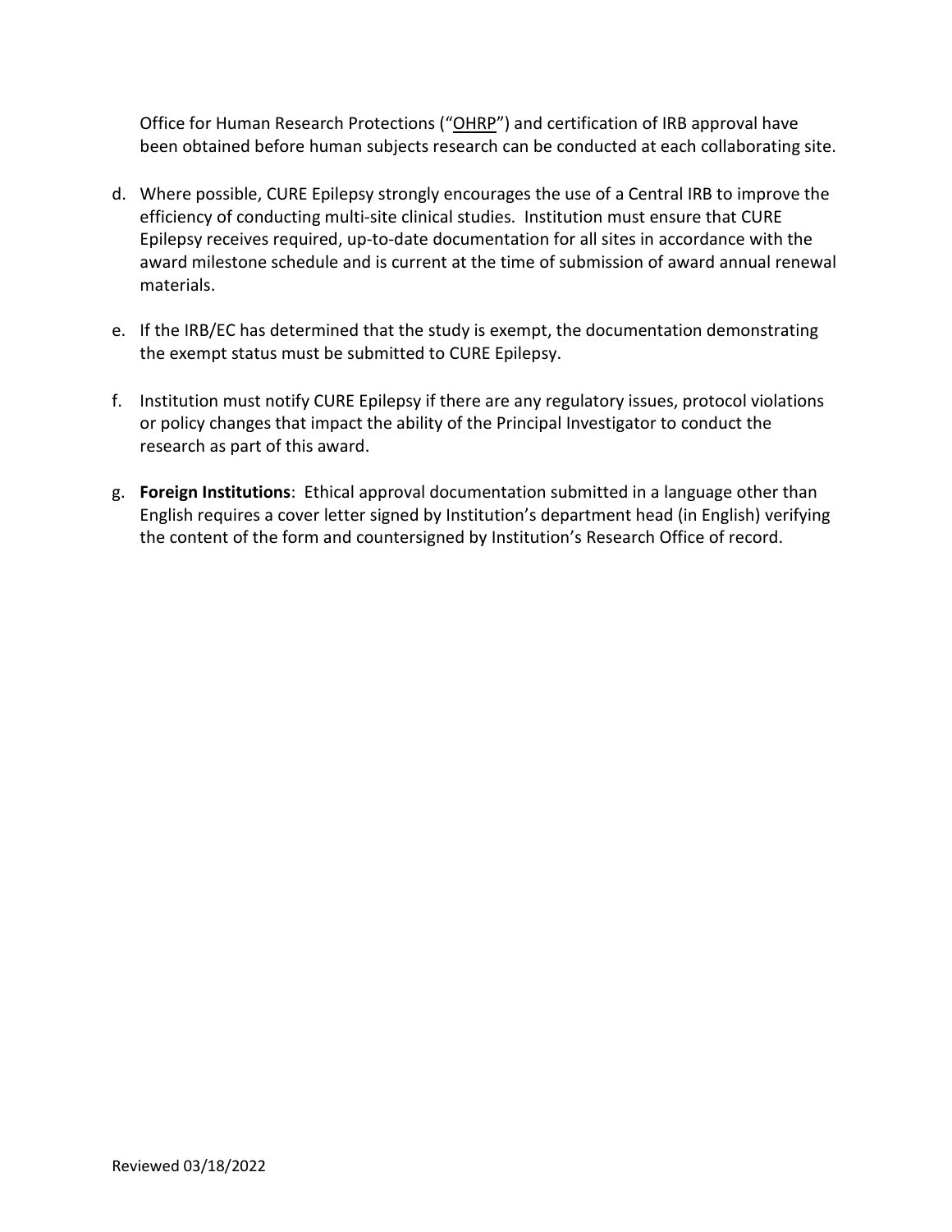Office for Human Research Protections ("OHRP") and certification of IRB approval have been obtained before human subjects research can be conducted at each collaborating site.

d. Where possible, CURE Epilepsy strongly encourages the use of a Central IRB to improve the efficiency of conducting multi-site clinical studies. Institution must ensure that CURE Epilepsy receives required, up-to-date documentation for all sites in accordance with the award milestone schedule and is current at the time of submission of award annual renewal materials.

e. If the IRB/EC has determined that the study is exempt, the documentation demonstrating the exempt status must be submitted to CURE Epilepsy.

f. Institution must notify CURE Epilepsy if there are any regulatory issues, protocol violations or policy changes that impact the ability of the Principal Investigator to conduct the research as part of this award.

g. **Foreign Institutions**: Ethical approval documentation submitted in a language other than English requires a cover letter signed by Institution's department head (in English) verifying the content of the form and countersigned by Institution's Research Office of record.

Reviewed 03/18/2022